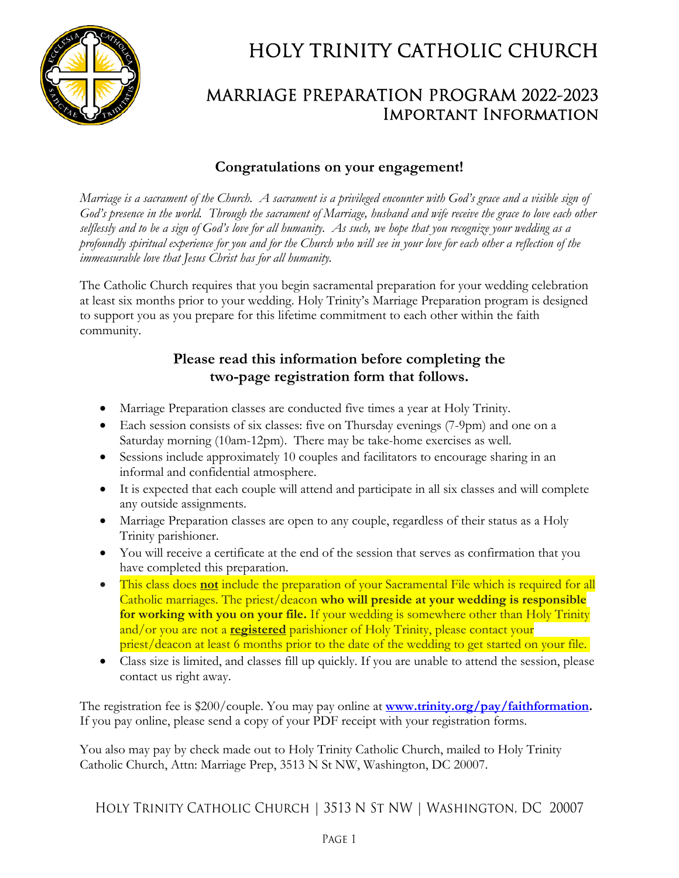# HOLY TRINITY CATHOLIC CHURCH

## MARRIAGE PREPARATION PROGRAM 2022-2023
## Important Information

### Congratulations on your engagement!

*Marriage is a sacrament of the Church. A sacrament is a privileged encounter with God's grace and a visible sign of God's presence in the world. Through the sacrament of Marriage, husband and wife receive the grace to love each other selflessly and to be a sign of God's love for all humanity. As such, we hope that you recognize your wedding as a profoundly spiritual experience for you and for the Church who will see in your love for each other a reflection of the immeasurable love that Jesus Christ has for all humanity.*

The Catholic Church requires that you begin sacramental preparation for your wedding celebration at least six months prior to your wedding. Holy Trinity's Marriage Preparation program is designed to support you as you prepare for this lifetime commitment to each other within the faith community.

### Please read this information before completing the two-page registration form that follows.

- Marriage Preparation classes are conducted five times a year at Holy Trinity.
- Each session consists of six classes: five on Thursday evenings (7-9pm) and one on a Saturday morning (10am-12pm). There may be take-home exercises as well.
- Sessions include approximately 10 couples and facilitators to encourage sharing in an informal and confidential atmosphere.
- It is expected that each couple will attend and participate in all six classes and will complete any outside assignments.
- Marriage Preparation classes are open to any couple, regardless of their status as a Holy Trinity parishioner.
- You will receive a certificate at the end of the session that serves as confirmation that you have completed this preparation.
- This class does **not** include the preparation of your Sacramental File which is required for all Catholic marriages. The priest/deacon **who will preside at your wedding is responsible for working with you on your file.** If your wedding is somewhere other than Holy Trinity and/or you are not a **registered** parishioner of Holy Trinity, please contact your priest/deacon at least 6 months prior to the date of the wedding to get started on your file.
- Class size is limited, and classes fill up quickly. If you are unable to attend the session, please contact us right away.

The registration fee is $200/couple. You may pay online at **www.trinity.org/pay/faithformation.** If you pay online, please send a copy of your PDF receipt with your registration forms.

You also may pay by check made out to Holy Trinity Catholic Church, mailed to Holy Trinity Catholic Church, Attn: Marriage Prep, 3513 N St NW, Washington, DC 20007.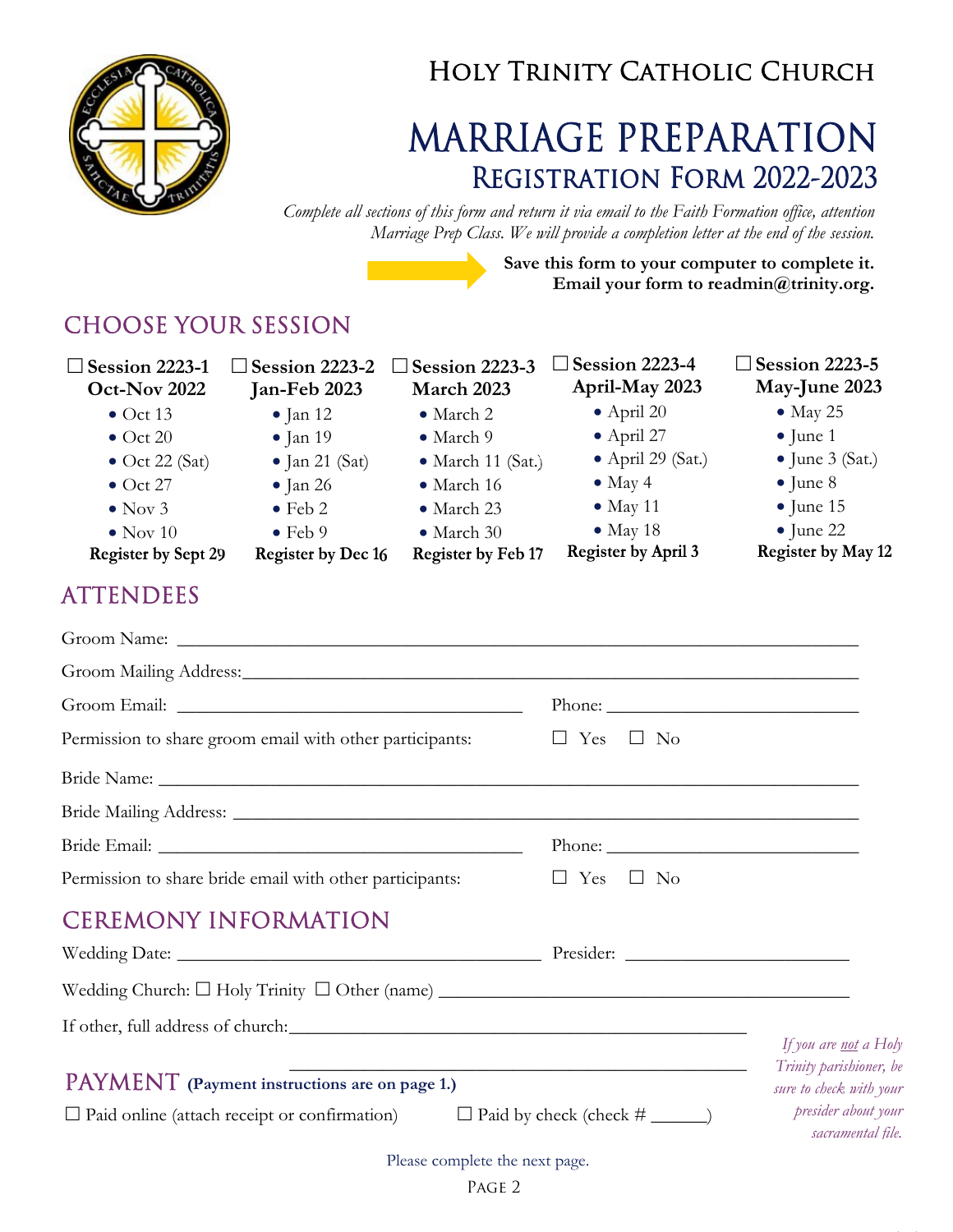# Holy Trinity Catholic Church

# MARRIAGE PREPARATION

## Registration Form 2022-2023

*Complete all sections of this form and return it via email to the Faith Formation office, attention Marriage Prep Class. We will provide a completion letter at the end of the session.*

**Save this form to your computer to complete it.**
**Email your form to readmin@trinity.org.**

## CHOOSE YOUR SESSION

| ☐ Session 2223-1 Oct-Nov 2022 | ☐ Session 2223-2 Jan-Feb 2023 | ☐ Session 2223-3 March 2023 | ☐ Session 2223-4 April-May 2023 | ☐ Session 2223-5 May-June 2023 |
|---|---|---|---|---|
| • Oct 13 | • Jan 12 | • March 2 | • April 20 | • May 25 |
| • Oct 20 | • Jan 19 | • March 9 | • April 27 | • June 1 |
| • Oct 22 (Sat) | • Jan 21 (Sat) | • March 11 (Sat.) | • April 29 (Sat.) | • June 3 (Sat.) |
| • Oct 27 | • Jan 26 | • March 16 | • May 4 | • June 8 |
| • Nov 3 | • Feb 2 | • March 23 | • May 11 | • June 15 |
| • Nov 10 | • Feb 9 | • March 30 | • May 18 | • June 22 |
| **Register by Sept 29** | **Register by Dec 16** | **Register by Feb 17** | **Register by April 3** | **Register by May 12** |

## ATTENDEES

Groom Name: ______________________________________________

Groom Mailing Address: ______________________________________________

Groom Email: ______________________ Phone: ______________________

Permission to share groom email with other participants: ☐ Yes ☐ No

Bride Name: ______________________________________________

Bride Mailing Address: ______________________________________________

Bride Email: ______________________ Phone: ______________________

Permission to share bride email with other participants: ☐ Yes ☐ No

## CEREMONY INFORMATION

Wedding Date: ______________________ Presider: ______________________

Wedding Church: ☐ Holy Trinity ☐ Other (name) ______________________

If other, full address of church: ______________________________________________

______________________________________________

*If you are not a Holy Trinity parishioner, be sure to check with your presider about your sacramental file.*

## PAYMENT **(Payment instructions are on page 1.)**

☐ Paid online (attach receipt or confirmation) ☐ Paid by check (check # ______)

Please complete the next page.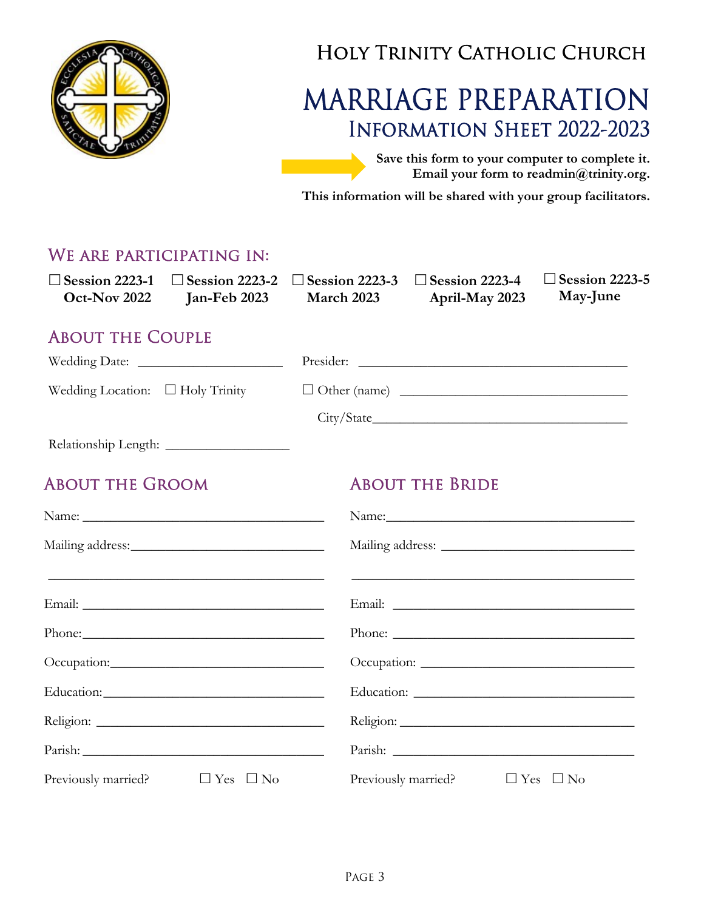# Holy Trinity Catholic Church

# Marriage Preparation

## Information Sheet 2022-2023

**Save this form to your computer to complete it.**
**Email your form to readmin@trinity.org.**

**This information will be shared with your group facilitators.**

## We are participating in:

☐ **Session 2223-1** **Oct-Nov 2022** ☐ **Session 2223-2** **Jan-Feb 2023** ☐ **Session 2223-3** **March 2023** ☐ **Session 2223-4** **April-May 2023** ☐ **Session 2223-5** **May-June**

## About the Couple

Wedding Date: ____________________ Presider: ____________________________________

Wedding Location: ☐ Holy Trinity ☐ Other (name) ______________________________

City/State___________________________________

Relationship Length: _________________

## About the Groom

Name: __________________________________

Mailing address:___________________________

__________________________________________

Email: __________________________________

Phone:___________________________________

Occupation:_______________________________

Education:________________________________

Religion: ________________________________

Parish: __________________________________

Previously married? ☐ Yes ☐ No

## About the Bride

Name:___________________________________

Mailing address: __________________________

__________________________________________

Email: _________________________________

Phone: _________________________________

Occupation: _____________________________

Education: ______________________________

Religion: _______________________________

Parish: _________________________________

Previously married? ☐ Yes ☐ No